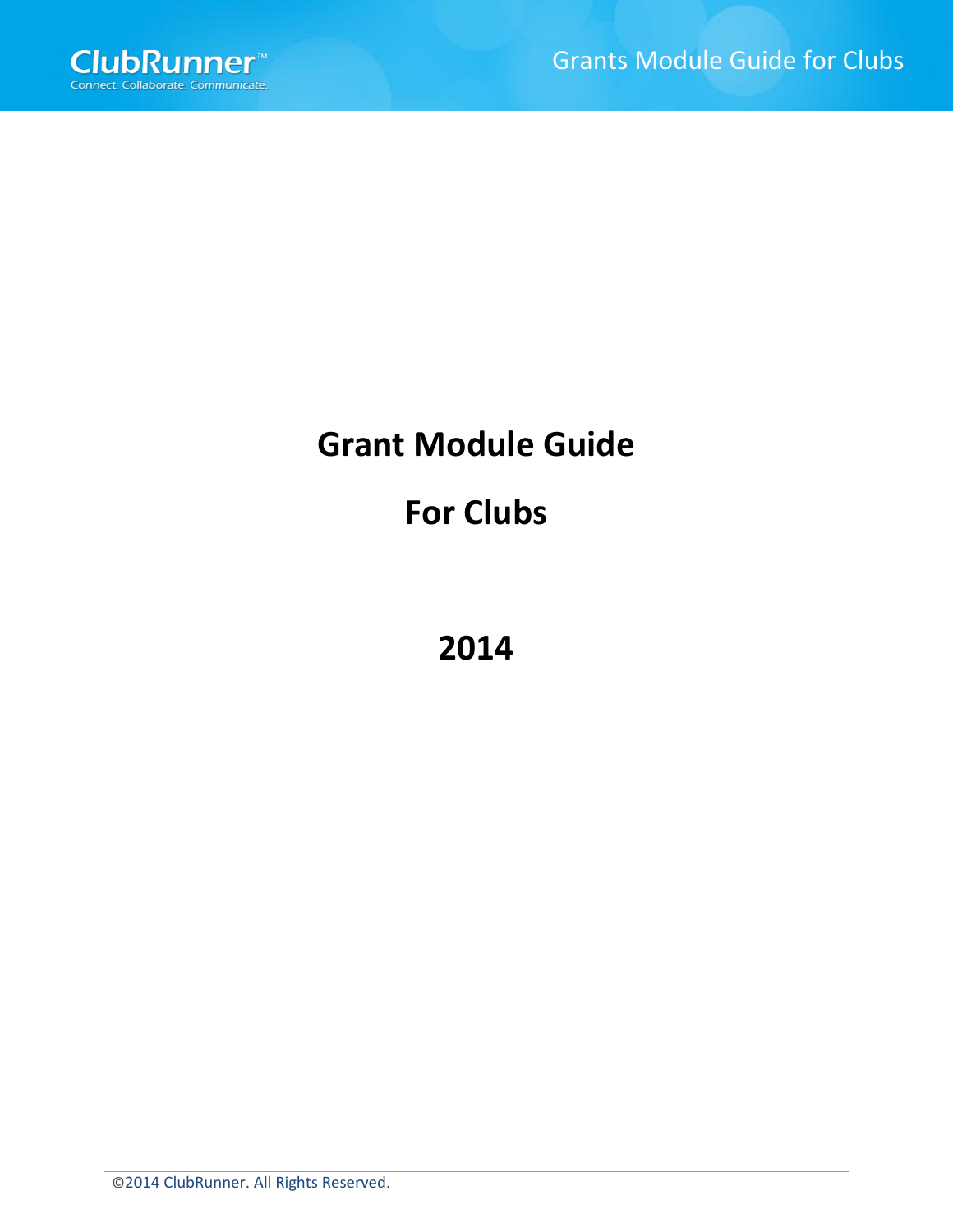# Grant Module Guide

# For Clubs

# 2014

©2014 ClubRunner. All Rights Reserved.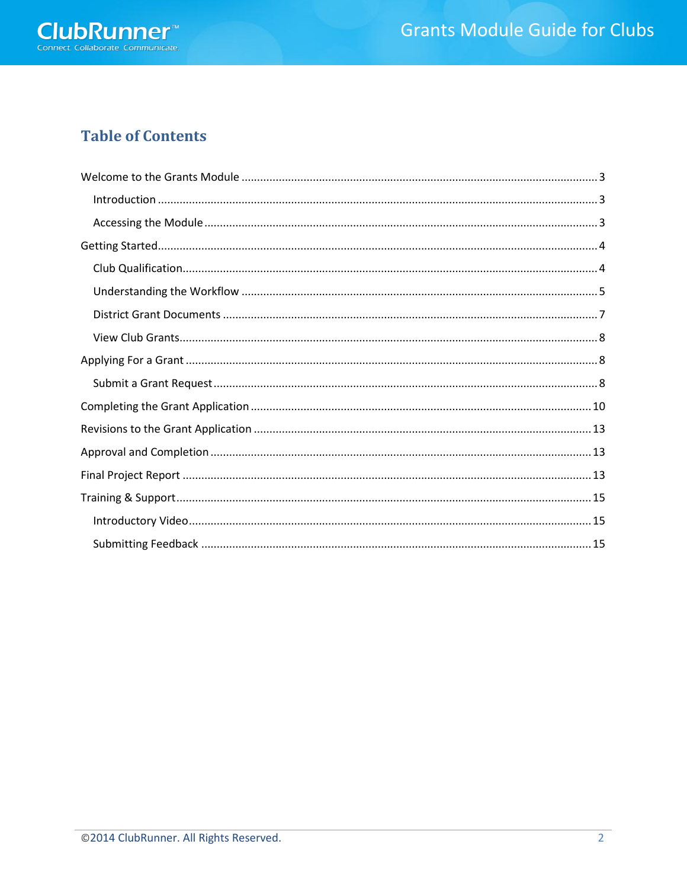# Table of Contents

- Welcome to the Grants Module .......... 3
  - Introduction .......... 3
  - Accessing the Module .......... 3
- Getting Started .......... 4
  - Club Qualification .......... 4
  - Understanding the Workflow .......... 5
  - District Grant Documents .......... 7
  - View Club Grants .......... 8
- Applying For a Grant .......... 8
  - Submit a Grant Request .......... 8
- Completing the Grant Application .......... 10
- Revisions to the Grant Application .......... 13
- Approval and Completion .......... 13
- Final Project Report .......... 13
- Training & Support .......... 15
  - Introductory Video .......... 15
  - Submitting Feedback .......... 15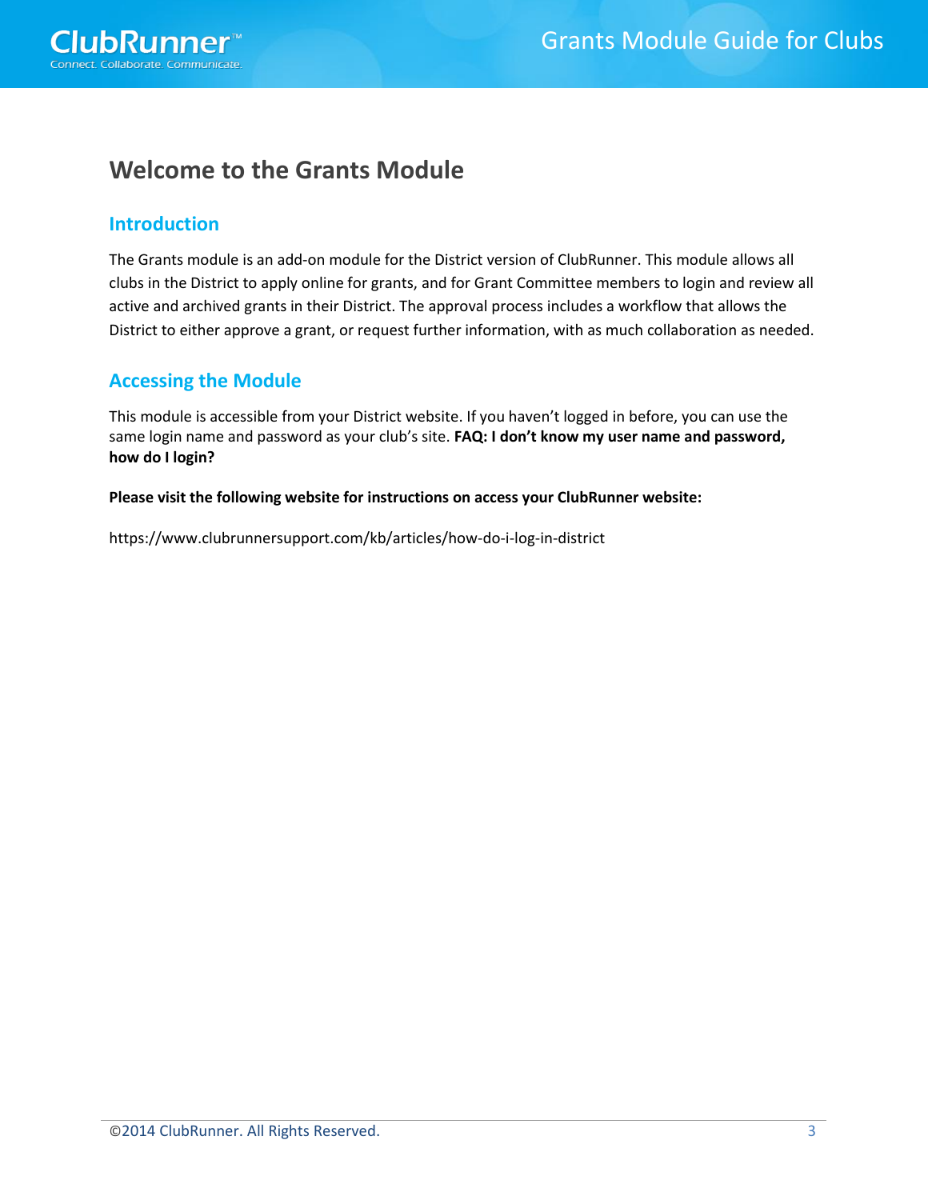# Welcome to the Grants Module

## Introduction

The Grants module is an add-on module for the District version of ClubRunner. This module allows all clubs in the District to apply online for grants, and for Grant Committee members to login and review all active and archived grants in their District. The approval process includes a workflow that allows the District to either approve a grant, or request further information, with as much collaboration as needed.

## Accessing the Module

This module is accessible from your District website. If you haven't logged in before, you can use the same login name and password as your club's site. **FAQ: I don't know my user name and password, how do I login?**

**Please visit the following website for instructions on access your ClubRunner website:**

https://www.clubrunnersupport.com/kb/articles/how-do-i-log-in-district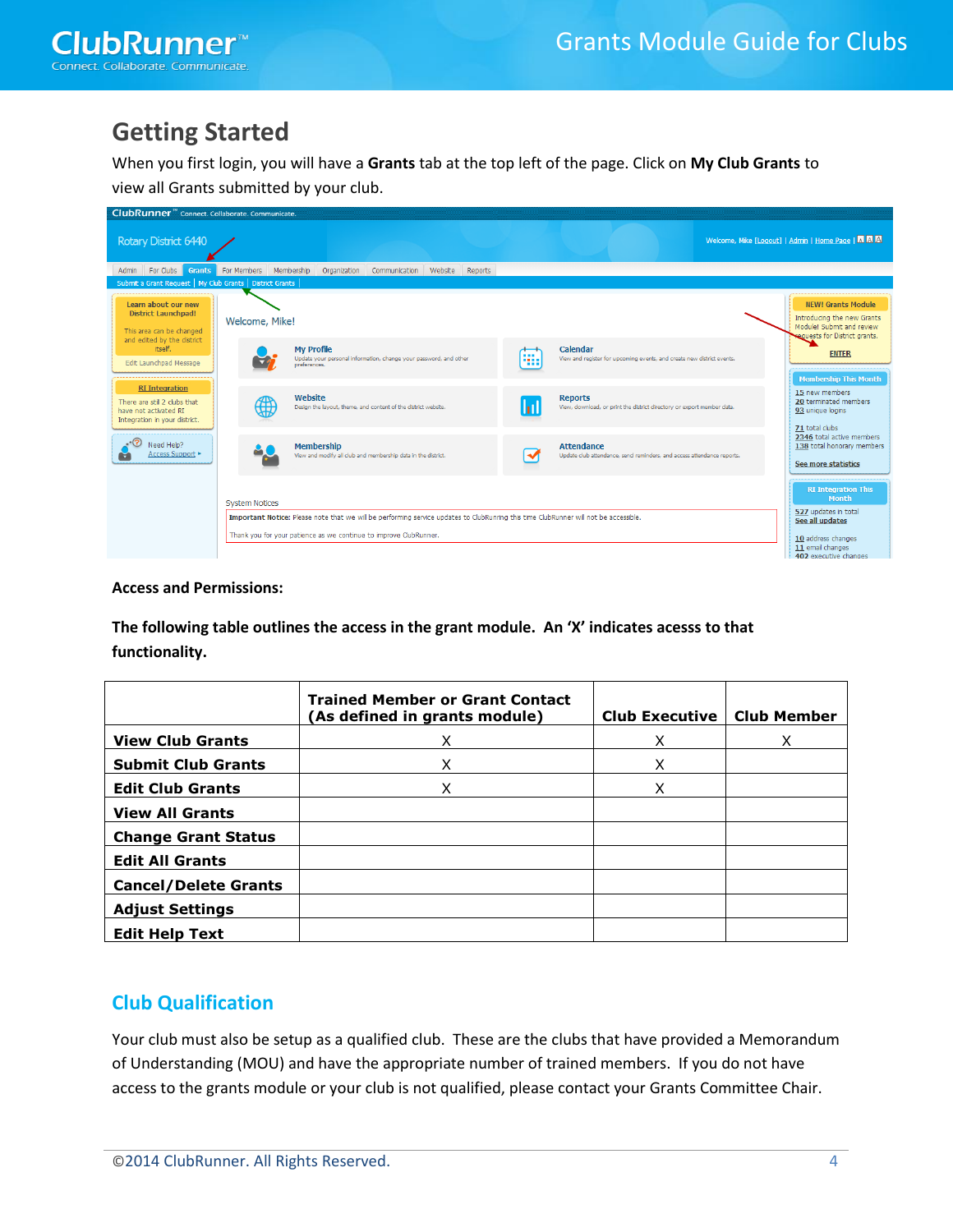## Getting Started

When you first login, you will have a **Grants** tab at the top left of the page. Click on **My Club Grants** to view all Grants submitted by your club.

**Access and Permissions:**

**The following table outlines the access in the grant module. An 'X' indicates acesss to that functionality.**

| | Trained Member or Grant Contact (As defined in grants module) | Club Executive | Club Member |
|---|---|---|---|
| **View Club Grants** | X | X | X |
| **Submit Club Grants** | X | X | |
| **Edit Club Grants** | X | X | |
| **View All Grants** | | | |
| **Change Grant Status** | | | |
| **Edit All Grants** | | | |
| **Cancel/Delete Grants** | | | |
| **Adjust Settings** | | | |
| **Edit Help Text** | | | |

## Club Qualification

Your club must also be setup as a qualified club. These are the clubs that have provided a Memorandum of Understanding (MOU) and have the appropriate number of trained members. If you do not have access to the grants module or your club is not qualified, please contact your Grants Committee Chair.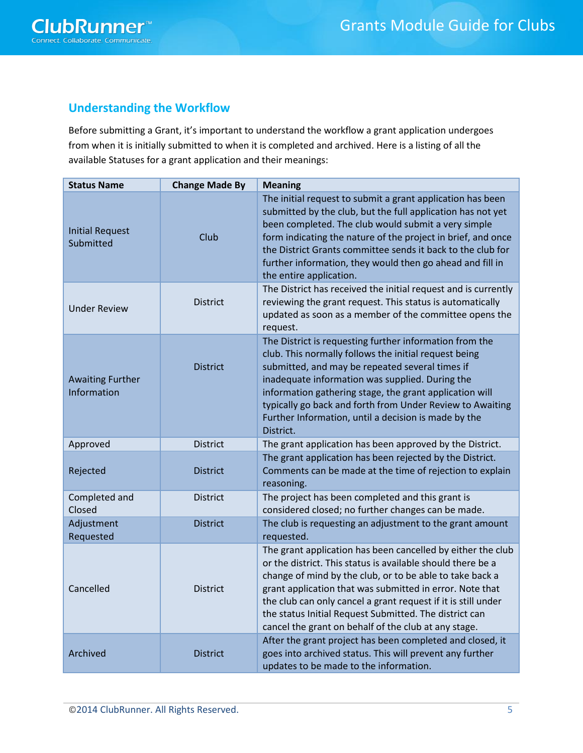## Understanding the Workflow

Before submitting a Grant, it's important to understand the workflow a grant application undergoes from when it is initially submitted to when it is completed and archived. Here is a listing of all the available Statuses for a grant application and their meanings:

| Status Name | Change Made By | Meaning |
|---|---|---|
| Initial Request Submitted | Club | The initial request to submit a grant application has been submitted by the club, but the full application has not yet been completed. The club would submit a very simple form indicating the nature of the project in brief, and once the District Grants committee sends it back to the club for further information, they would then go ahead and fill in the entire application. |
| Under Review | District | The District has received the initial request and is currently reviewing the grant request. This status is automatically updated as soon as a member of the committee opens the request. |
| Awaiting Further Information | District | The District is requesting further information from the club. This normally follows the initial request being submitted, and may be repeated several times if inadequate information was supplied. During the information gathering stage, the grant application will typically go back and forth from Under Review to Awaiting Further Information, until a decision is made by the District. |
| Approved | District | The grant application has been approved by the District. |
| Rejected | District | The grant application has been rejected by the District. Comments can be made at the time of rejection to explain reasoning. |
| Completed and Closed | District | The project has been completed and this grant is considered closed; no further changes can be made. |
| Adjustment Requested | District | The club is requesting an adjustment to the grant amount requested. |
| Cancelled | District | The grant application has been cancelled by either the club or the district. This status is available should there be a change of mind by the club, or to be able to take back a grant application that was submitted in error. Note that the club can only cancel a grant request if it is still under the status Initial Request Submitted. The district can cancel the grant on behalf of the club at any stage. |
| Archived | District | After the grant project has been completed and closed, it goes into archived status. This will prevent any further updates to be made to the information. |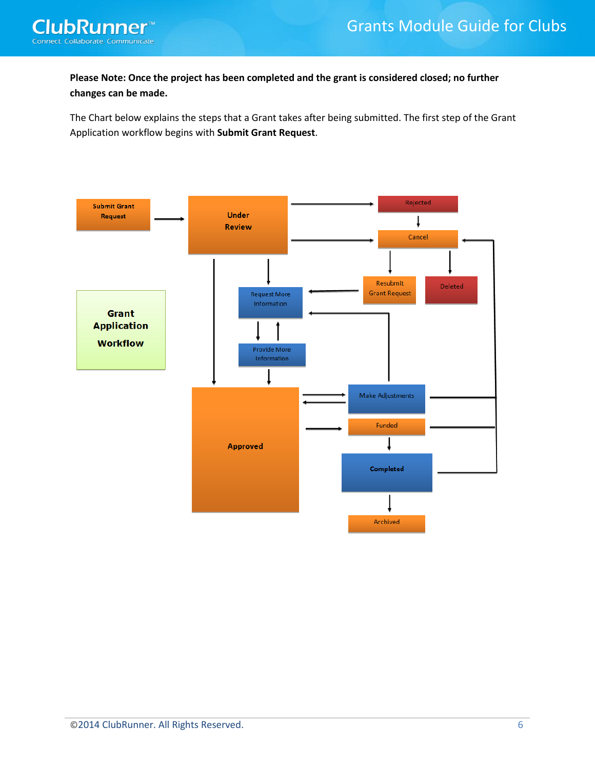**Please Note: Once the project has been completed and the grant is considered closed; no further changes can be made.**

The Chart below explains the steps that a Grant takes after being submitted. The first step of the Grant Application workflow begins with **Submit Grant Request**.

**Grant Application Workflow**

Submit Grant Request

Under Review

Rejected

Cancel

Resubmit Grant Request

Deleted

Request More Information

Provide More Information

Approved

Make Adjustments

Funded

Completed

Archived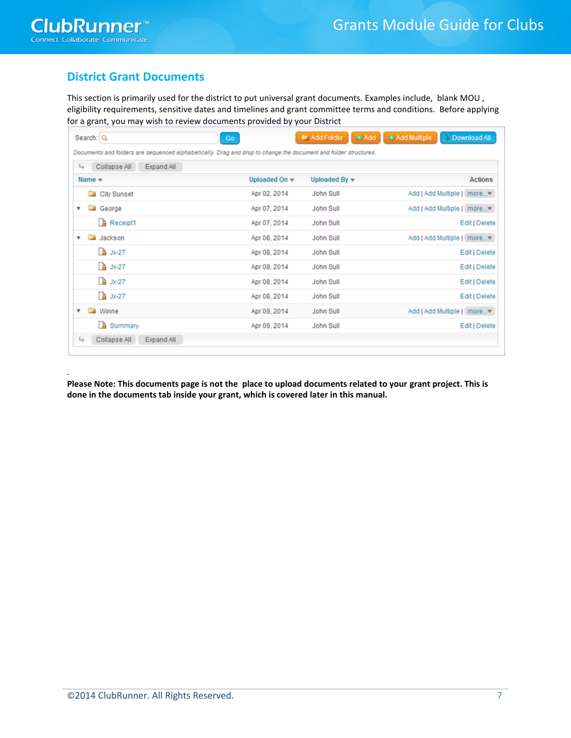## District Grant Documents

This section is primarily used for the district to put universal grant documents. Examples include, blank MOU , eligibility requirements, sensitive dates and timelines and grant committee terms and conditions. Before applying for a grant, you may wish to review documents provided by your District

| Name | Uploaded On | Uploaded By | Actions |
|---|---|---|---|
| City Sunset | Apr 02, 2014 | John Sull | Add \| Add Multiple \| more... |
| George | Apr 07, 2014 | John Sull | Add \| Add Multiple \| more... |
| Receipt1 | Apr 07, 2014 | John Sull | Edit \| Delete |
| Jackson | Apr 08, 2014 | John Sull | Add \| Add Multiple \| more... |
| Jx-27 | Apr 08, 2014 | John Sull | Edit \| Delete |
| Jx-27 | Apr 08, 2014 | John Sull | Edit \| Delete |
| Jx-27 | Apr 08, 2014 | John Sull | Edit \| Delete |
| Jx-27 | Apr 08, 2014 | John Sull | Edit \| Delete |
| Winne | Apr 09, 2014 | John Sull | Add \| Add Multiple \| more... |
| Summary | Apr 09, 2014 | John Sull | Edit \| Delete |

.

**Please Note: This documents page is not the place to upload documents related to your grant project. This is done in the documents tab inside your grant, which is covered later in this manual.**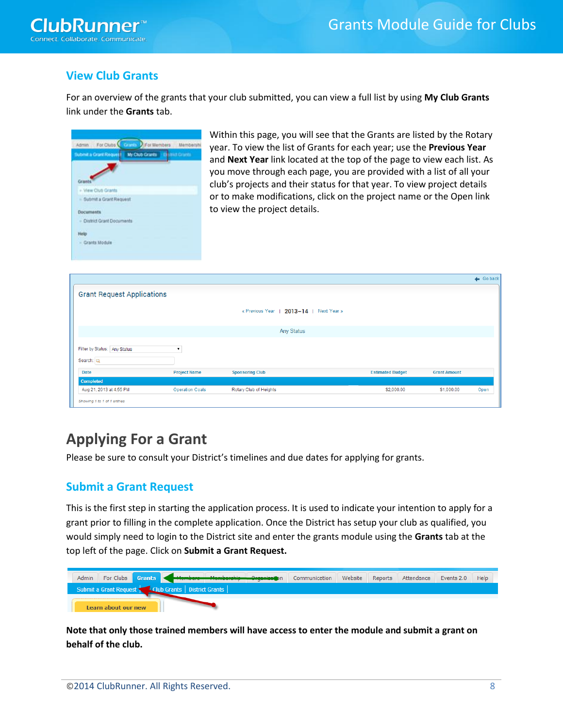## View Club Grants

For an overview of the grants that your club submitted, you can view a full list by using **My Club Grants** link under the **Grants** tab.

Within this page, you will see that the Grants are listed by the Rotary year. To view the list of Grants for each year; use the **Previous Year** and **Next Year** link located at the top of the page to view each list. As you move through each page, you are provided with a list of all your club's projects and their status for that year. To view project details or to make modifications, click on the project name or the Open link to view the project details.

# Applying For a Grant

Please be sure to consult your District's timelines and due dates for applying for grants.

## Submit a Grant Request

This is the first step in starting the application process. It is used to indicate your intention to apply for a grant prior to filling in the complete application. Once the District has setup your club as qualified, you would simply need to login to the District site and enter the grants module using the **Grants** tab at the top left of the page. Click on **Submit a Grant Request.**

**Note that only those trained members will have access to enter the module and submit a grant on behalf of the club.**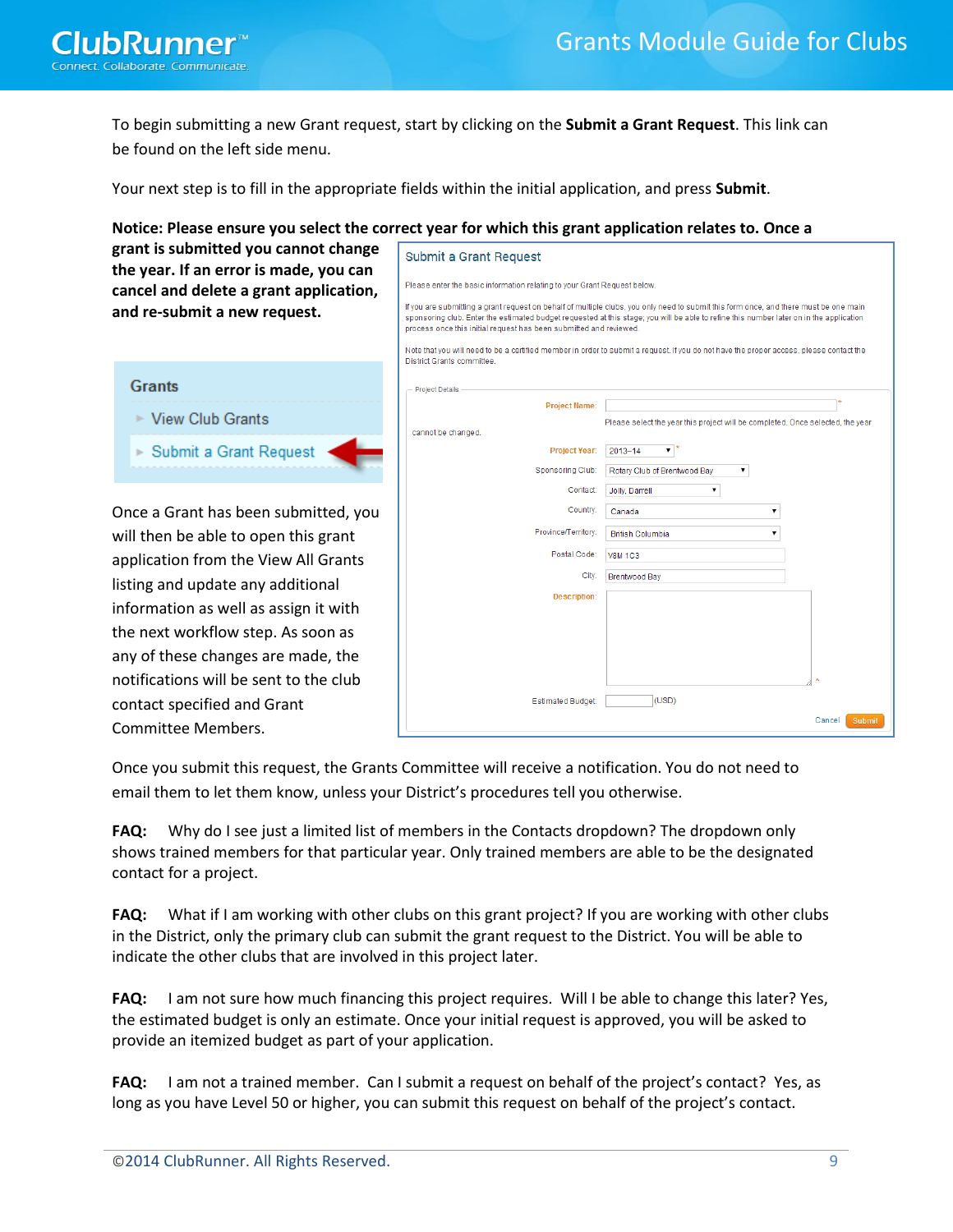To begin submitting a new Grant request, start by clicking on the **Submit a Grant Request**. This link can be found on the left side menu.

Your next step is to fill in the appropriate fields within the initial application, and press **Submit**.

**Notice: Please ensure you select the correct year for which this grant application relates to. Once a grant is submitted you cannot change the year. If an error is made, you can cancel and delete a grant application, and re-submit a new request.**

Once a Grant has been submitted, you will then be able to open this grant application from the View All Grants listing and update any additional information as well as assign it with the next workflow step. As soon as any of these changes are made, the notifications will be sent to the club contact specified and Grant Committee Members.

Once you submit this request, the Grants Committee will receive a notification. You do not need to email them to let them know, unless your District's procedures tell you otherwise.

**FAQ:** Why do I see just a limited list of members in the Contacts dropdown? The dropdown only shows trained members for that particular year. Only trained members are able to be the designated contact for a project.

**FAQ:** What if I am working with other clubs on this grant project? If you are working with other clubs in the District, only the primary club can submit the grant request to the District. You will be able to indicate the other clubs that are involved in this project later.

**FAQ:** I am not sure how much financing this project requires. Will I be able to change this later? Yes, the estimated budget is only an estimate. Once your initial request is approved, you will be asked to provide an itemized budget as part of your application.

**FAQ:** I am not a trained member. Can I submit a request on behalf of the project's contact? Yes, as long as you have Level 50 or higher, you can submit this request on behalf of the project's contact.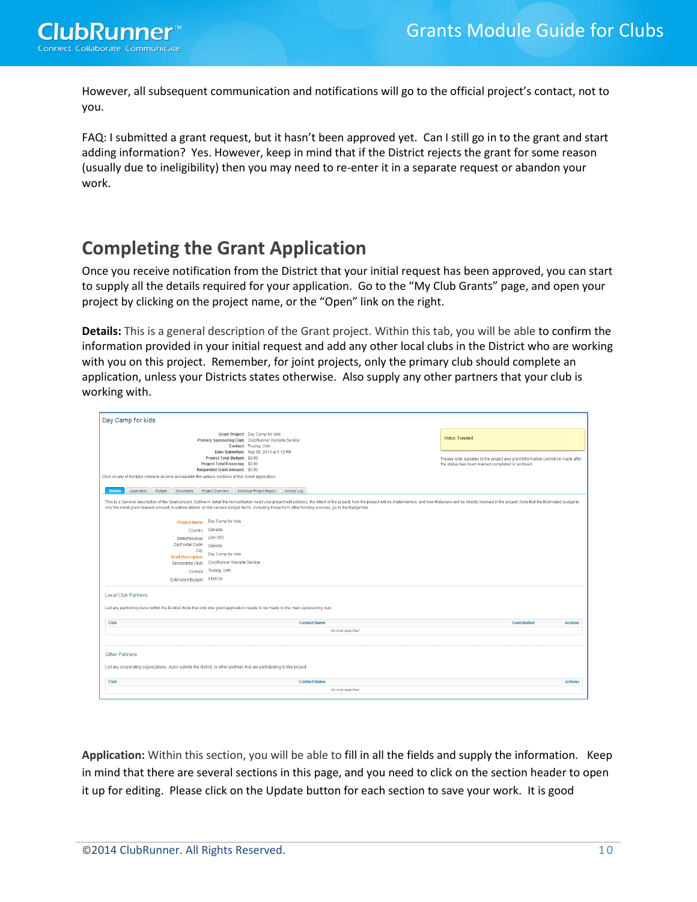However, all subsequent communication and notifications will go to the official project's contact, not to you.

FAQ: I submitted a grant request, but it hasn't been approved yet. Can I still go in to the grant and start adding information? Yes. However, keep in mind that if the District rejects the grant for some reason (usually due to ineligibility) then you may need to re-enter it in a separate request or abandon your work.

## Completing the Grant Application

Once you receive notification from the District that your initial request has been approved, you can start to supply all the details required for your application. Go to the "My Club Grants" page, and open your project by clicking on the project name, or the "Open" link on the right.

**Details:** This is a general description of the Grant project. Within this tab, you will be able to confirm the information provided in your initial request and add any other local clubs in the District who are working with you on this project. Remember, for joint projects, only the primary club should complete an application, unless your Districts states otherwise. Also supply any other partners that your club is working with.

**Application:** Within this section, you will be able to fill in all the fields and supply the information. Keep in mind that there are several sections in this page, and you need to click on the section header to open it up for editing. Please click on the Update button for each section to save your work. It is good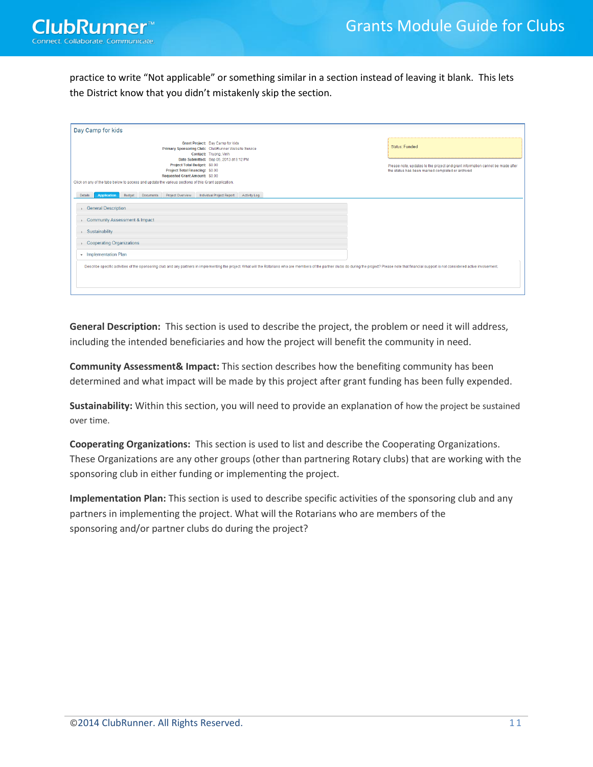practice to write “Not applicable” or something similar in a section instead of leaving it blank. This lets the District know that you didn’t mistakenly skip the section.

**General Description:** This section is used to describe the project, the problem or need it will address, including the intended beneficiaries and how the project will benefit the community in need.

**Community Assessment& Impact:** This section describes how the benefiting community has been determined and what impact will be made by this project after grant funding has been fully expended.

**Sustainability:** Within this section, you will need to provide an explanation of how the project be sustained over time.

**Cooperating Organizations:** This section is used to list and describe the Cooperating Organizations. These Organizations are any other groups (other than partnering Rotary clubs) that are working with the sponsoring club in either funding or implementing the project.

**Implementation Plan:** This section is used to describe specific activities of the sponsoring club and any partners in implementing the project. What will the Rotarians who are members of the sponsoring and/or partner clubs do during the project?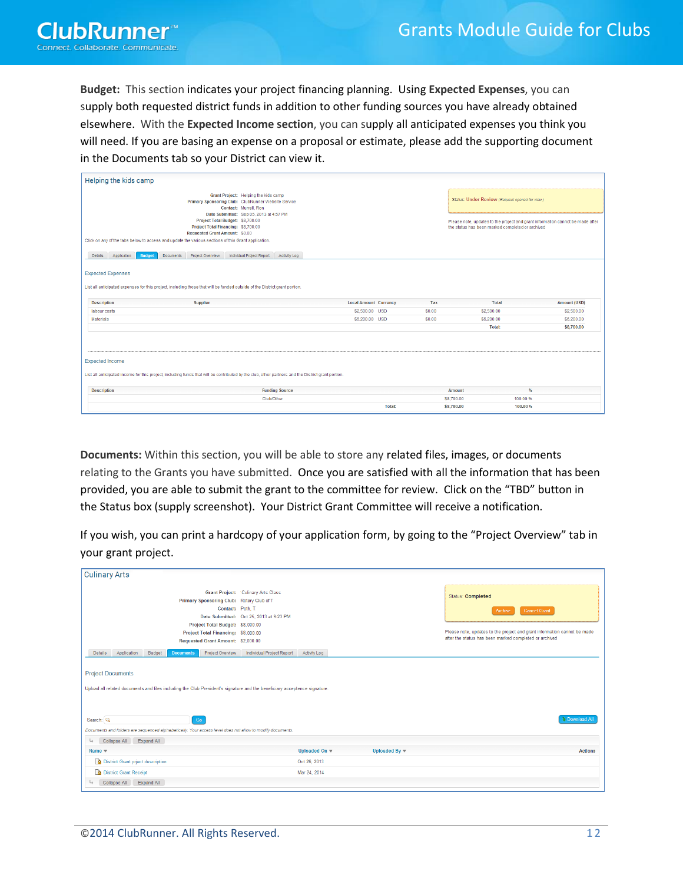**Budget:** This section indicates your project financing planning. Using **Expected Expenses**, you can supply both requested district funds in addition to other funding sources you have already obtained elsewhere. With the **Expected Income section**, you can supply all anticipated expenses you think you will need. If you are basing an expense on a proposal or estimate, please add the supporting document in the Documents tab so your District can view it.

Helping the kids camp

Grant Project: Helping the kids camp
Primary Sponsoring Club: ClubRunner Website Service
Contact: Murrell, Ron
Date Submitted: Sep 05, 2013 at 4:57 PM
Project Total Budget: $8,700.00
Project Total Financing: $8,700.00
Requested Grant Amount: $0.00

Status: Under Review (Request opened for view)

Please note, updates to the project and grant information cannot be made after the status has been marked completed or archived

Click on any of the tabs below to access and update the various sections of this Grant application.

Details | Application | Budget | Documents | Project Overview | Individual Project Report | Activity Log

Expected Expenses

List all anticipated expenses for this project, including those that will be funded outside of the District grant portion.

| Description | Supplier | Local Amount | Currency | Tax | Total | Amount (USD) |
|---|---|---|---|---|---|---|
| labour costs | | $2,500.00 | USD | $0.00 | $2,500.00 | $2,500.00 |
| Materials | | $6,200.00 | USD | $0.00 | $6,200.00 | $6,200.00 |
| | | | | | Total: | $8,700.00 |

Expected Income

List all anticipated income for this project, including funds that will be contributed by the club, other partners and the District grant portion.

| Description | Funding Source | Amount | % |
|---|---|---|---|
| | Club/Other | $8,700.00 | 100.00 % |
| | Total: | $8,700.00 | 100.00 % |

**Documents:** Within this section, you will be able to store any related files, images, or documents relating to the Grants you have submitted. Once you are satisfied with all the information that has been provided, you are able to submit the grant to the committee for review. Click on the "TBD" button in the Status box (supply screenshot). Your District Grant Committee will receive a notification.

If you wish, you can print a hardcopy of your application form, by going to the "Project Overview" tab in your grant project.

Culinary Arts

Grant Project: Culinary Arts Class
Primary Sponsoring Club: Rotary Club of T
Contact: Poth, T
Date Submitted: Oct 25, 2013 at 9:23 PM
Project Total Budget: $8,000.00
Project Total Financing: $8,000.00
Requested Grant Amount: $2,000.00

Status: Completed

Archive | Cancel Grant

Please note, updates to the project and grant information cannot be made after the status has been marked completed or archived

Details | Application | Budget | Documents | Project Overview | Individual Project Report | Activity Log

Project Documents

Upload all related documents and files including the Club President's signature and the beneficiary acceptence signature.

Search: [ ] Go | Download All

Documents and folders are sequenced alphabetically. Your access level does not allow to modify documents.

Collapse All | Expand All

| Name | Uploaded On | Uploaded By | Actions |
|---|---|---|---|
| District Grant prject description | Oct 26, 2013 | | |
| District Grant Receipt | Mar 24, 2014 | | |

Collapse All | Expand All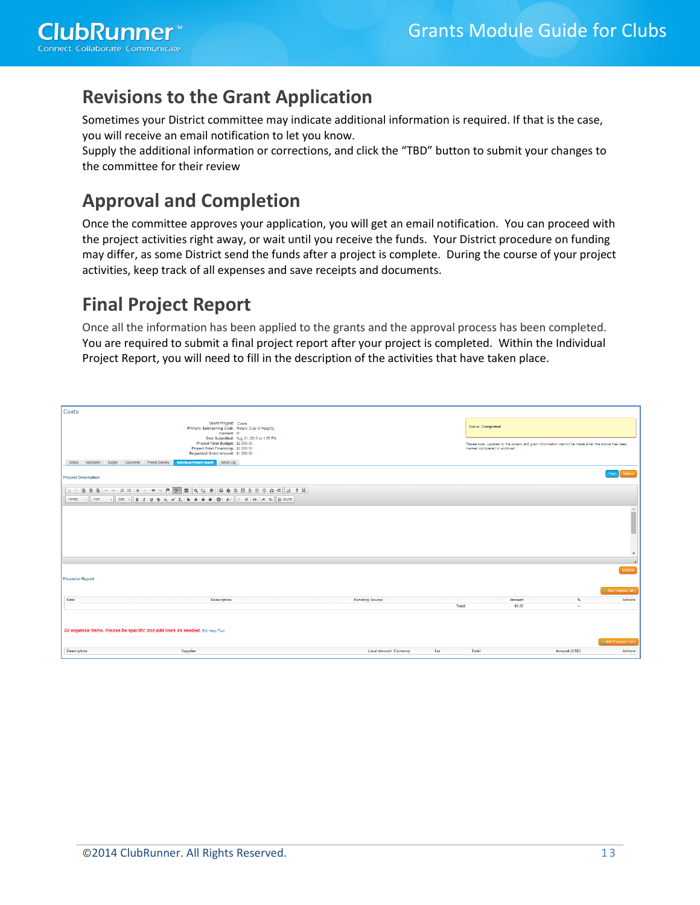## Revisions to the Grant Application

Sometimes your District committee may indicate additional information is required. If that is the case, you will receive an email notification to let you know.
Supply the additional information or corrections, and click the "TBD" button to submit your changes to the committee for their review

## Approval and Completion

Once the committee approves your application, you will get an email notification. You can proceed with the project activities right away, or wait until you receive the funds. Your District procedure on funding may differ, as some District send the funds after a project is complete. During the course of your project activities, keep track of all expenses and save receipts and documents.

## Final Project Report

Once all the information has been applied to the grants and the approval process has been completed.
You are required to submit a final project report after your project is completed. Within the Individual Project Report, you will need to fill in the description of the activities that have taken place.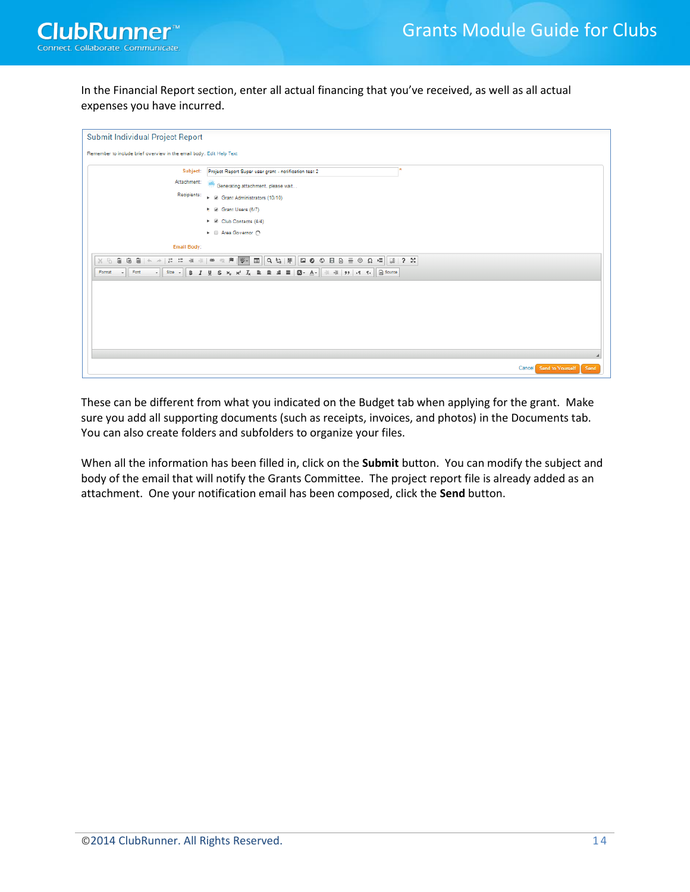In the Financial Report section, enter all actual financing that you've received, as well as all actual expenses you have incurred.

These can be different from what you indicated on the Budget tab when applying for the grant. Make sure you add all supporting documents (such as receipts, invoices, and photos) in the Documents tab. You can also create folders and subfolders to organize your files.

When all the information has been filled in, click on the **Submit** button. You can modify the subject and body of the email that will notify the Grants Committee. The project report file is already added as an attachment. One your notification email has been composed, click the **Send** button.